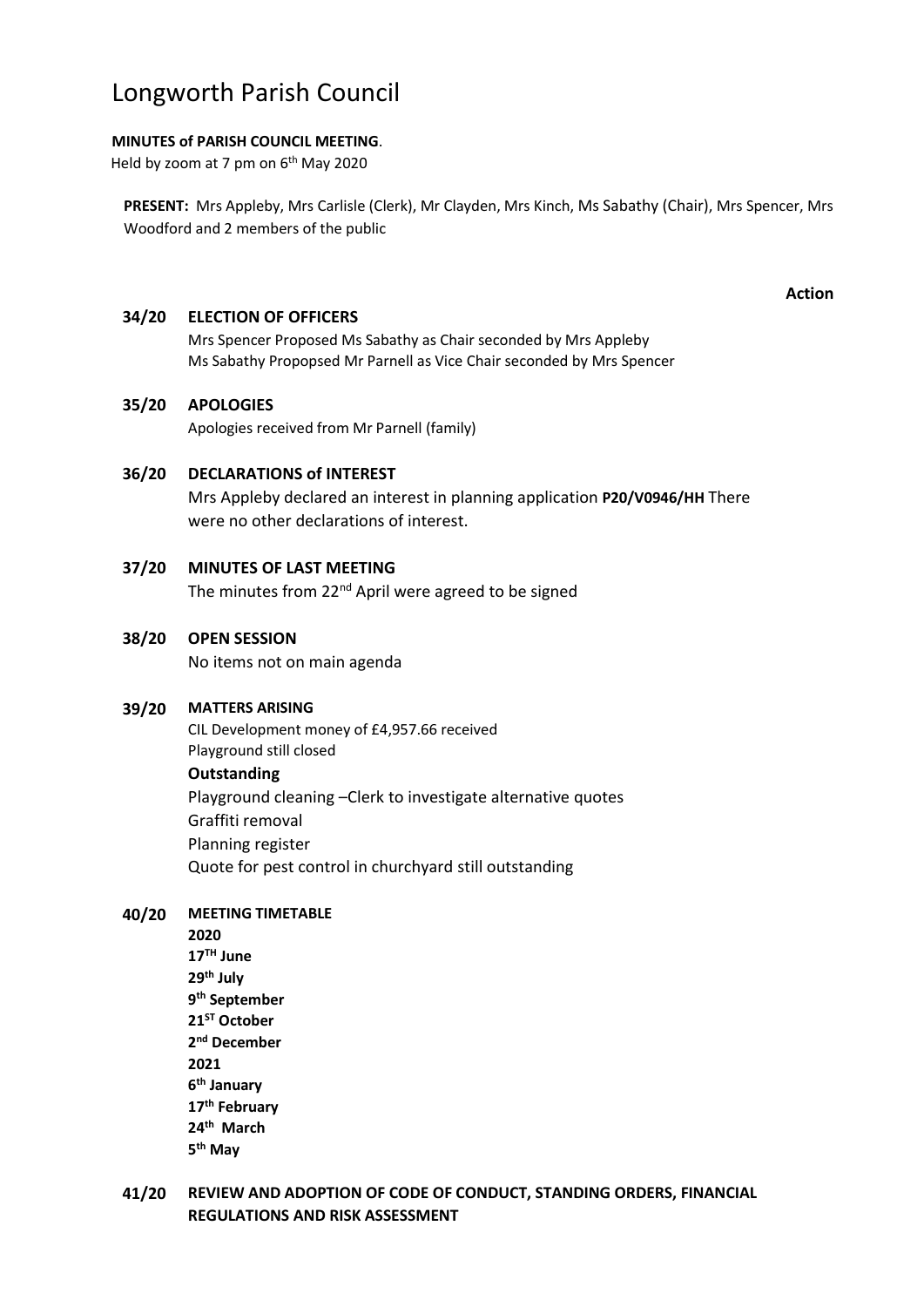# Longworth Parish Council

**MINUTES of PARISH COUNCIL MEETING**.

Held by zoom at 7 pm on 6th May 2020

**PRESENT:** Mrs Appleby, Mrs Carlisle (Clerk), Mr Clayden, Mrs Kinch, Ms Sabathy (Chair), Mrs Spencer, Mrs Woodford and 2 members of the public

**Action**

**34/20 ELECTION OF OFFICERS**

Mrs Spencer Proposed Ms Sabathy as Chair seconded by Mrs Appleby

Ms Sabathy Propopsed Mr Parnell as Vice Chair seconded by Mrs Spencer

**35/20 APOLOGIES**

Apologies received from Mr Parnell (family)

**36/20 DECLARATIONS of INTEREST**

Mrs Appleby declared an interest in planning application **P20/V0946/HH** There were no other declarations of interest.

**37/20 MINUTES OF LAST MEETING**

The minutes from 22nd April were agreed to be signed

**38/20 OPEN SESSION**

No items not on main agenda

**39/20 MATTERS ARISING**

CIL Development money of £4,957.66 received

Playground still closed

**Outstanding**

Playground cleaning –Clerk to investigate alternative quotes

Graffiti removal

Planning register

Quote for pest control in churchyard still outstanding

**40/20 MEETING TIMETABLE**

**2020**

**17TH June**

**29th July**

**9th September**

**21ST October**

**2nd December**

**2021**

**6th January**

**17th February**

**24th March**

**5th May**

**41/20 REVIEW AND ADOPTION OF CODE OF CONDUCT, STANDING ORDERS, FINANCIAL REGULATIONS AND RISK ASSESSMENT**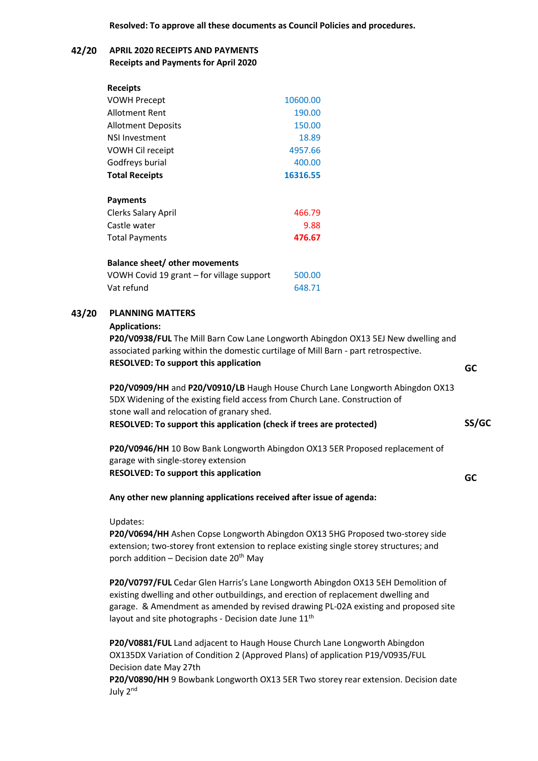**Resolved: To approve all these documents as Council Policies and procedures.**

## 42/20 APRIL 2020 RECEIPTS AND PAYMENTS

**Receipts and Payments for April 2020**

| **Receipts** | |
|---|---|
| VOWH Precept | 10600.00 |
| Allotment Rent | 190.00 |
| Allotment Deposits | 150.00 |
| NSI Investment | 18.89 |
| VOWH Cil receipt | 4957.66 |
| Godfreys burial | 400.00 |
| **Total Receipts** | **16316.55** |

| **Payments** | |
|---|---|
| Clerks Salary April | 466.79 |
| Castle water | 9.88 |
| Total Payments | **476.67** |

| **Balance sheet/ other movements** | |
|---|---|
| VOWH Covid 19 grant – for village support | 500.00 |
| Vat refund | 648.71 |

## 43/20 PLANNING MATTERS

**Applications:**

**P20/V0938/FUL** The Mill Barn Cow Lane Longworth Abingdon OX13 5EJ New dwelling and associated parking within the domestic curtilage of Mill Barn - part retrospective.
**RESOLVED: To support this application** **GC**

**P20/V0909/HH** and **P20/V0910/LB** Haugh House Church Lane Longworth Abingdon OX13 5DX Widening of the existing field access from Church Lane. Construction of stone wall and relocation of granary shed.
**RESOLVED: To support this application (check if trees are protected)** **SS/GC**

**P20/V0946/HH** 10 Bow Bank Longworth Abingdon OX13 5ER Proposed replacement of garage with single-storey extension
**RESOLVED: To support this application** **GC**

**Any other new planning applications received after issue of agenda:**

Updates:

**P20/V0694/HH** Ashen Copse Longworth Abingdon OX13 5HG Proposed two-storey side extension; two-storey front extension to replace existing single storey structures; and porch addition – Decision date 20th May

**P20/V0797/FUL** Cedar Glen Harris's Lane Longworth Abingdon OX13 5EH Demolition of existing dwelling and other outbuildings, and erection of replacement dwelling and garage. & Amendment as amended by revised drawing PL-02A existing and proposed site layout and site photographs - Decision date June 11th

**P20/V0881/FUL** Land adjacent to Haugh House Church Lane Longworth Abingdon OX135DX Variation of Condition 2 (Approved Plans) of application P19/V0935/FUL Decision date May 27th

**P20/V0890/HH** 9 Bowbank Longworth OX13 5ER Two storey rear extension. Decision date July 2nd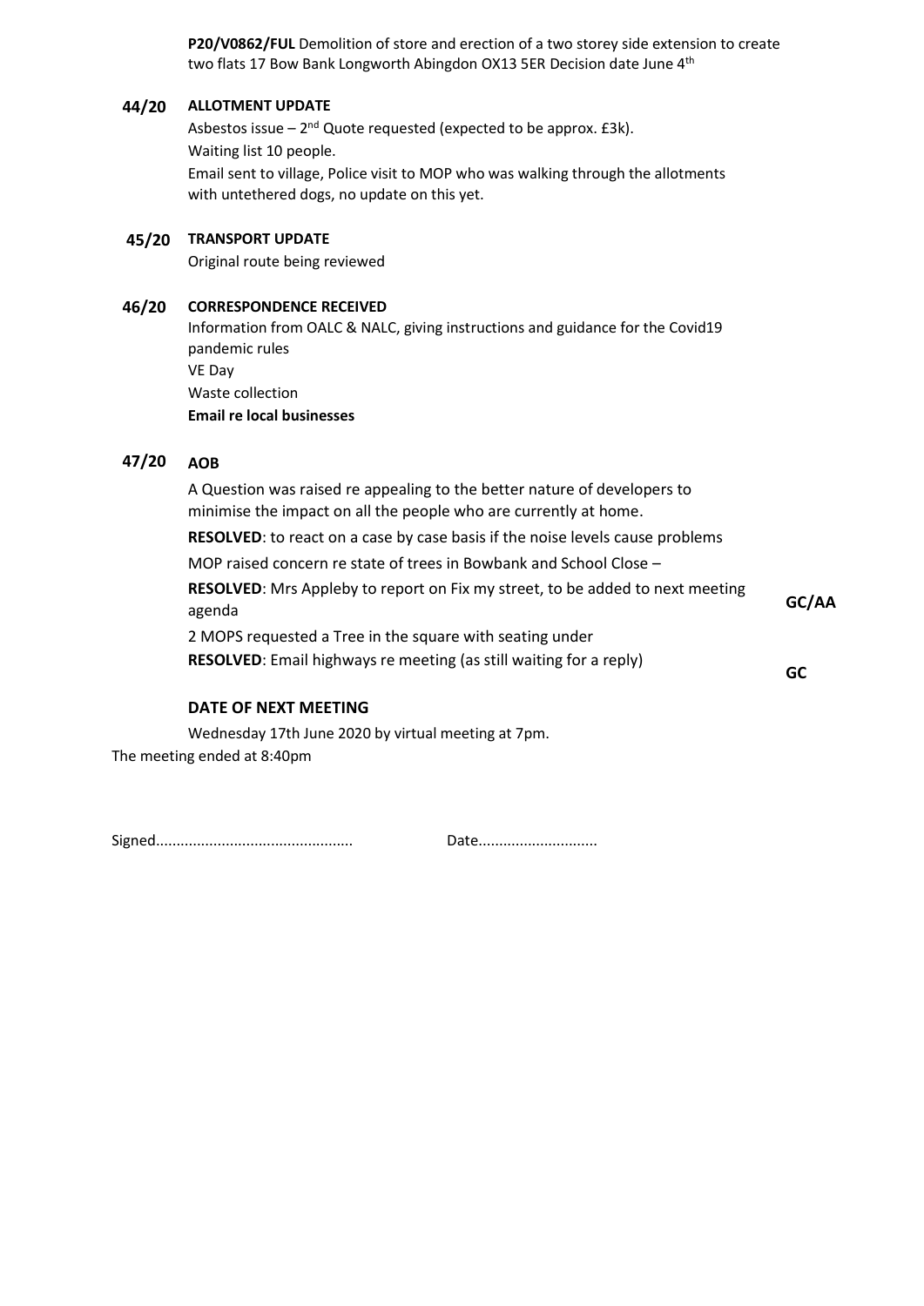**P20/V0862/FUL** Demolition of store and erection of a two storey side extension to create two flats 17 Bow Bank Longworth Abingdon OX13 5ER Decision date June 4th

**44/20 ALLOTMENT UPDATE**

Asbestos issue – 2nd Quote requested (expected to be approx. £3k).
Waiting list 10 people.
Email sent to village, Police visit to MOP who was walking through the allotments with untethered dogs, no update on this yet.

**45/20 TRANSPORT UPDATE**

Original route being reviewed

**46/20 CORRESPONDENCE RECEIVED**

Information from OALC & NALC, giving instructions and guidance for the Covid19 pandemic rules
VE Day
Waste collection
**Email re local businesses**

**47/20 AOB**

A Question was raised re appealing to the better nature of developers to minimise the impact on all the people who are currently at home.

**RESOLVED**: to react on a case by case basis if the noise levels cause problems

MOP raised concern re state of trees in Bowbank and School Close –

**RESOLVED**: Mrs Appleby to report on Fix my street, to be added to next meeting agenda **GC/AA**

2 MOPS requested a Tree in the square with seating under

**RESOLVED**: Email highways re meeting (as still waiting for a reply) **GC**

**DATE OF NEXT MEETING**

Wednesday 17th June 2020 by virtual meeting at 7pm.

The meeting ended at 8:40pm

Signed............................................... Date............................